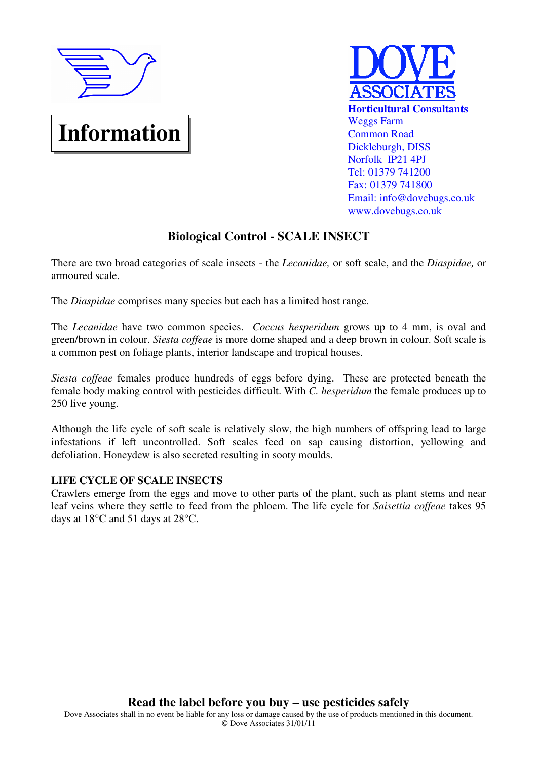# Information

**DOVE ASSOCIATES**

**Horticultural Consultants**
Weggs Farm
Common Road
Dickleburgh, DISS
Norfolk IP21 4PJ
Tel: 01379 741200
Fax: 01379 741800
Email: info@dovebugs.co.uk
www.dovebugs.co.uk

## Biological Control - SCALE INSECT

There are two broad categories of scale insects - the *Lecanidae,* or soft scale, and the *Diaspidae,* or armoured scale.

The *Diaspidae* comprises many species but each has a limited host range.

The *Lecanidae* have two common species. *Coccus hesperidum* grows up to 4 mm, is oval and green/brown in colour. *Siesta coffeae* is more dome shaped and a deep brown in colour. Soft scale is a common pest on foliage plants, interior landscape and tropical houses.

*Siesta coffeae* females produce hundreds of eggs before dying. These are protected beneath the female body making control with pesticides difficult. With *C. hesperidum* the female produces up to 250 live young.

Although the life cycle of soft scale is relatively slow, the high numbers of offspring lead to large infestations if left uncontrolled. Soft scales feed on sap causing distortion, yellowing and defoliation. Honeydew is also secreted resulting in sooty moulds.

### LIFE CYCLE OF SCALE INSECTS

Crawlers emerge from the eggs and move to other parts of the plant, such as plant stems and near leaf veins where they settle to feed from the phloem. The life cycle for *Saisettia coffeae* takes 95 days at 18°C and 51 days at 28°C.

**Read the label before you buy – use pesticides safely**

Dove Associates shall in no event be liable for any loss or damage caused by the use of products mentioned in this document.
© Dove Associates 31/01/11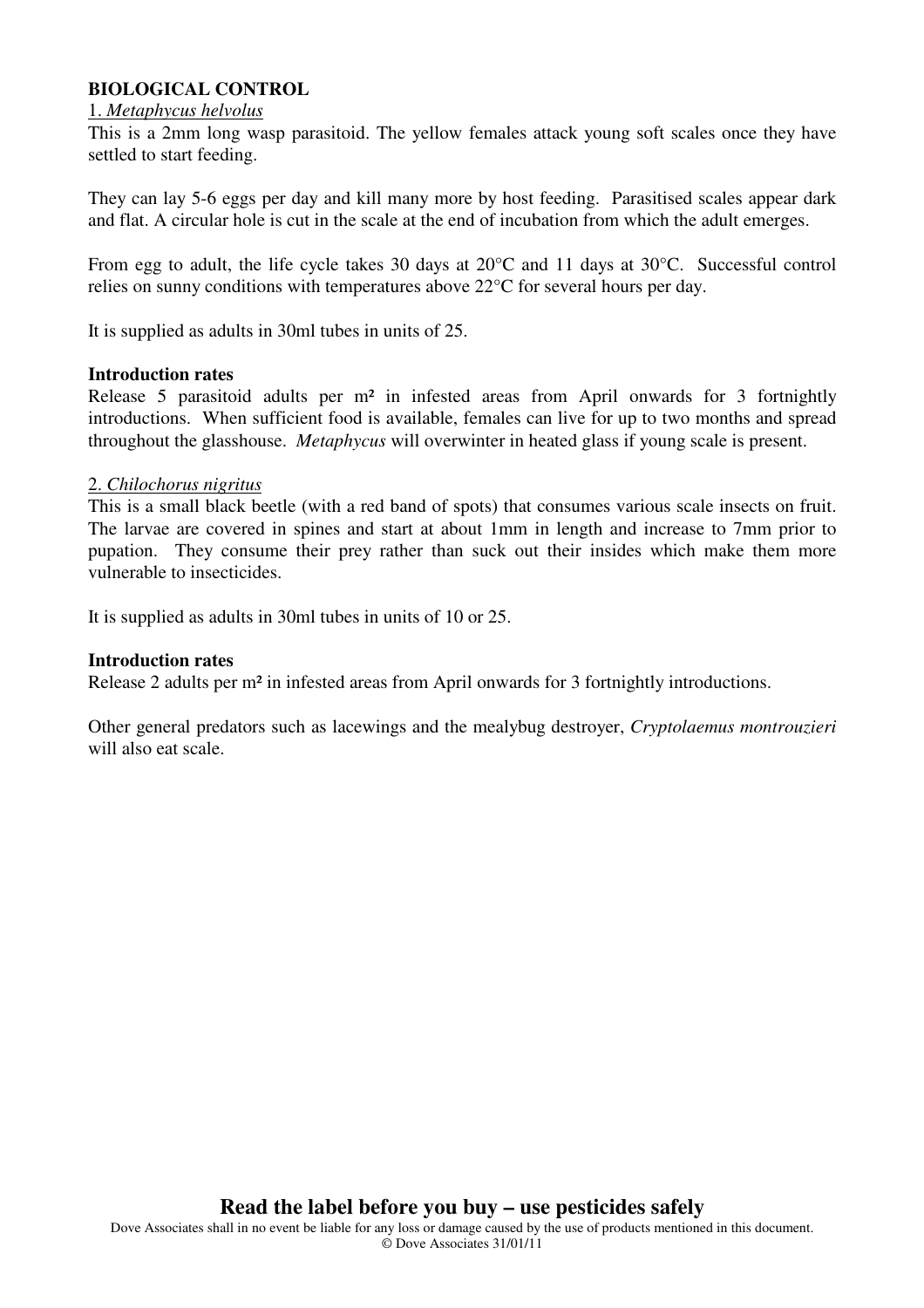**BIOLOGICAL CONTROL**

1. *Metaphycus helvolus*

This is a 2mm long wasp parasitoid. The yellow females attack young soft scales once they have settled to start feeding.

They can lay 5-6 eggs per day and kill many more by host feeding. Parasitised scales appear dark and flat. A circular hole is cut in the scale at the end of incubation from which the adult emerges.

From egg to adult, the life cycle takes 30 days at 20°C and 11 days at 30°C. Successful control relies on sunny conditions with temperatures above 22°C for several hours per day.

It is supplied as adults in 30ml tubes in units of 25.

**Introduction rates**

Release 5 parasitoid adults per m² in infested areas from April onwards for 3 fortnightly introductions. When sufficient food is available, females can live for up to two months and spread throughout the glasshouse. *Metaphycus* will overwinter in heated glass if young scale is present.

2. *Chilochorus nigritus*

This is a small black beetle (with a red band of spots) that consumes various scale insects on fruit. The larvae are covered in spines and start at about 1mm in length and increase to 7mm prior to pupation. They consume their prey rather than suck out their insides which make them more vulnerable to insecticides.

It is supplied as adults in 30ml tubes in units of 10 or 25.

**Introduction rates**

Release 2 adults per m² in infested areas from April onwards for 3 fortnightly introductions.

Other general predators such as lacewings and the mealybug destroyer, *Cryptolaemus montrouzieri* will also eat scale.

**Read the label before you buy – use pesticides safely**

Dove Associates shall in no event be liable for any loss or damage caused by the use of products mentioned in this document.
© Dove Associates 31/01/11